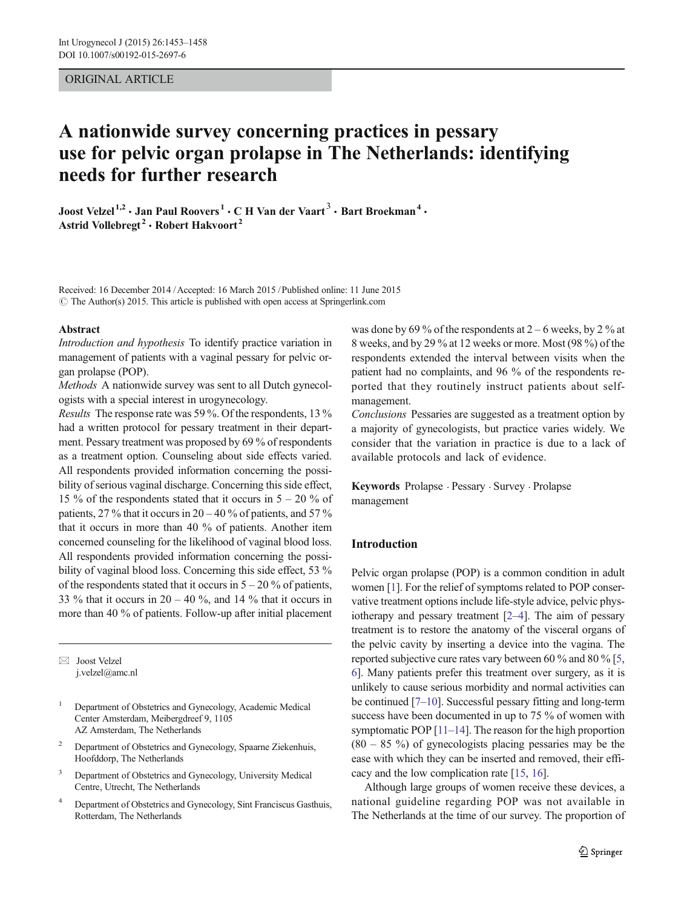ORIGINAL ARTICLE

# A nationwide survey concerning practices in pessary use for pelvic organ prolapse in The Netherlands: identifying needs for further research

**Joost Velzel[1,2] · Jan Paul Roovers[1] · C H Van der Vaart[3] · Bart Broekman[4] · Astrid Vollebregt[2] · Robert Hakvoort[2]**

Received: 16 December 2014 / Accepted: 16 March 2015 / Published online: 11 June 2015
© The Author(s) 2015. This article is published with open access at Springerlink.com

## Abstract

*Introduction and hypothesis* To identify practice variation in management of patients with a vaginal pessary for pelvic organ prolapse (POP).

*Methods* A nationwide survey was sent to all Dutch gynecologists with a special interest in urogynecology.

*Results* The response rate was 59 %. Of the respondents, 13 % had a written protocol for pessary treatment in their department. Pessary treatment was proposed by 69 % of respondents as a treatment option. Counseling about side effects varied. All respondents provided information concerning the possibility of serious vaginal discharge. Concerning this side effect, 15 % of the respondents stated that it occurs in 5 – 20 % of patients, 27 % that it occurs in 20 – 40 % of patients, and 57 % that it occurs in more than 40 % of patients. Another item concerned counseling for the likelihood of vaginal blood loss. All respondents provided information concerning the possibility of vaginal blood loss. Concerning this side effect, 53 % of the respondents stated that it occurs in 5 – 20 % of patients, 33 % that it occurs in 20 – 40 %, and 14 % that it occurs in more than 40 % of patients. Follow-up after initial placement was done by 69 % of the respondents at 2 – 6 weeks, by 2 % at 8 weeks, and by 29 % at 12 weeks or more. Most (98 %) of the respondents extended the interval between visits when the patient had no complaints, and 96 % of the respondents reported that they routinely instruct patients about self-management.

*Conclusions* Pessaries are suggested as a treatment option by a majority of gynecologists, but practice varies widely. We consider that the variation in practice is due to a lack of available protocols and lack of evidence.

**Keywords** Prolapse · Pessary · Survey · Prolapse management

✉ Joost Velzel
j.velzel@amc.nl

1 Department of Obstetrics and Gynecology, Academic Medical Center Amsterdam, Meibergdreef 9, 1105 AZ Amsterdam, The Netherlands

2 Department of Obstetrics and Gynecology, Spaarne Ziekenhuis, Hoofddorp, The Netherlands

3 Department of Obstetrics and Gynecology, University Medical Centre, Utrecht, The Netherlands

4 Department of Obstetrics and Gynecology, Sint Franciscus Gasthuis, Rotterdam, The Netherlands

## Introduction

Pelvic organ prolapse (POP) is a common condition in adult women [1]. For the relief of symptoms related to POP conservative treatment options include life-style advice, pelvic physiotherapy and pessary treatment [2–4]. The aim of pessary treatment is to restore the anatomy of the visceral organs of the pelvic cavity by inserting a device into the vagina. The reported subjective cure rates vary between 60 % and 80 % [5, 6]. Many patients prefer this treatment over surgery, as it is unlikely to cause serious morbidity and normal activities can be continued [7–10]. Successful pessary fitting and long-term success have been documented in up to 75 % of women with symptomatic POP [11–14]. The reason for the high proportion (80 – 85 %) of gynecologists placing pessaries may be the ease with which they can be inserted and removed, their efficacy and the low complication rate [15, 16].

Although large groups of women receive these devices, a national guideline regarding POP was not available in The Netherlands at the time of our survey. The proportion of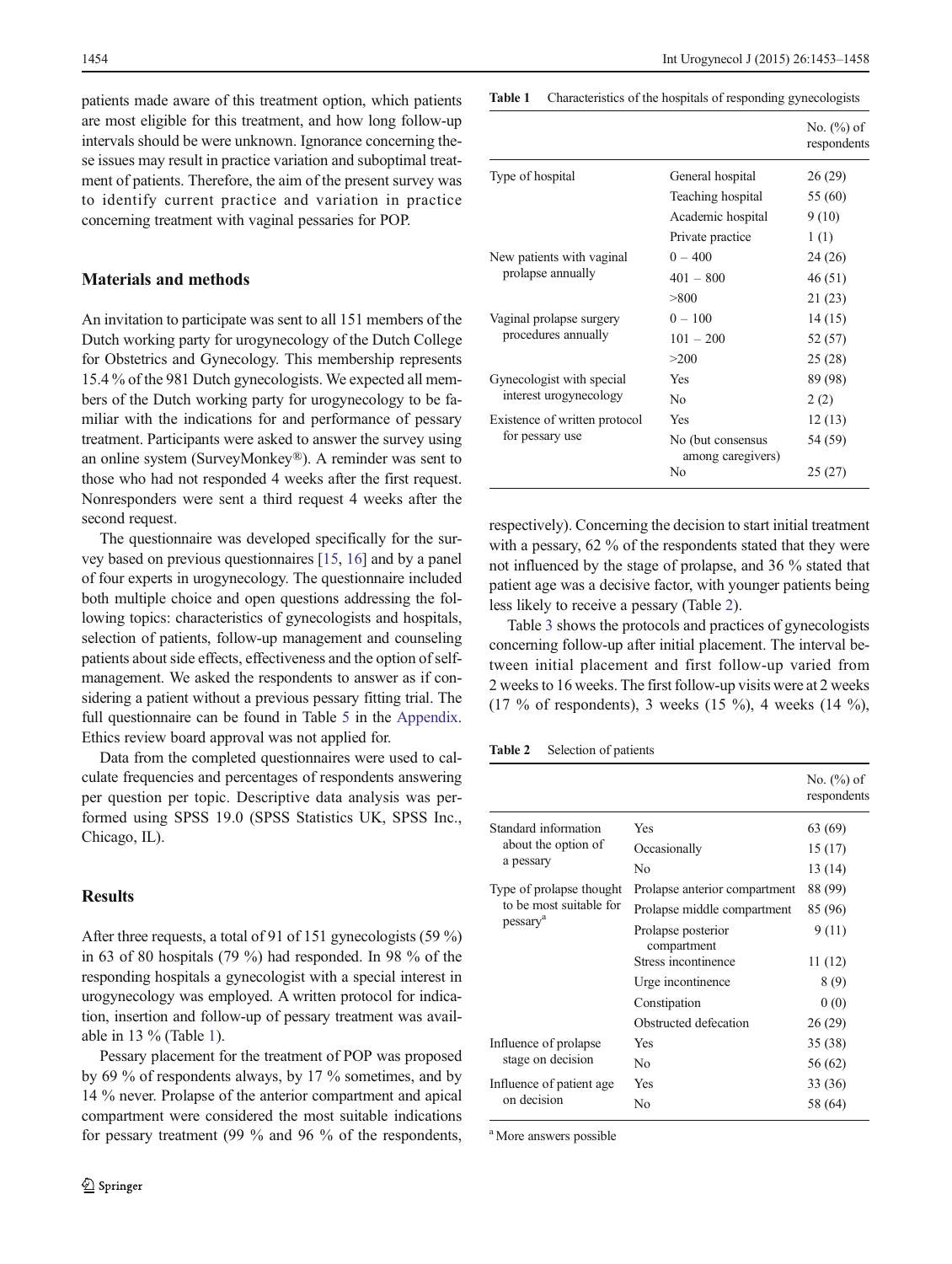patients made aware of this treatment option, which patients are most eligible for this treatment, and how long follow-up intervals should be were unknown. Ignorance concerning these issues may result in practice variation and suboptimal treatment of patients. Therefore, the aim of the present survey was to identify current practice and variation in practice concerning treatment with vaginal pessaries for POP.

## Materials and methods

An invitation to participate was sent to all 151 members of the Dutch working party for urogynecology of the Dutch College for Obstetrics and Gynecology. This membership represents 15.4 % of the 981 Dutch gynecologists. We expected all members of the Dutch working party for urogynecology to be familiar with the indications for and performance of pessary treatment. Participants were asked to answer the survey using an online system (SurveyMonkey®). A reminder was sent to those who had not responded 4 weeks after the first request. Nonresponders were sent a third request 4 weeks after the second request.

The questionnaire was developed specifically for the survey based on previous questionnaires [15, 16] and by a panel of four experts in urogynecology. The questionnaire included both multiple choice and open questions addressing the following topics: characteristics of gynecologists and hospitals, selection of patients, follow-up management and counseling patients about side effects, effectiveness and the option of self-management. We asked the respondents to answer as if considering a patient without a previous pessary fitting trial. The full questionnaire can be found in Table 5 in the Appendix. Ethics review board approval was not applied for.

Data from the completed questionnaires were used to calculate frequencies and percentages of respondents answering per question per topic. Descriptive data analysis was performed using SPSS 19.0 (SPSS Statistics UK, SPSS Inc., Chicago, IL).

## Results

After three requests, a total of 91 of 151 gynecologists (59 %) in 63 of 80 hospitals (79 %) had responded. In 98 % of the responding hospitals a gynecologist with a special interest in urogynecology was employed. A written protocol for indication, insertion and follow-up of pessary treatment was available in 13 % (Table 1).

Pessary placement for the treatment of POP was proposed by 69 % of respondents always, by 17 % sometimes, and by 14 % never. Prolapse of the anterior compartment and apical compartment were considered the most suitable indications for pessary treatment (99 % and 96 % of the respondents, respectively). Concerning the decision to start initial treatment with a pessary, 62 % of the respondents stated that they were not influenced by the stage of prolapse, and 36 % stated that patient age was a decisive factor, with younger patients being less likely to receive a pessary (Table 2).

Table 3 shows the protocols and practices of gynecologists concerning follow-up after initial placement. The interval between initial placement and first follow-up varied from 2 weeks to 16 weeks. The first follow-up visits were at 2 weeks (17 % of respondents), 3 weeks (15 %), 4 weeks (14 %),

**Table 1** Characteristics of the hospitals of responding gynecologists

| | | No. (%) of respondents |
|---|---|---|
| Type of hospital | General hospital | 26 (29) |
| | Teaching hospital | 55 (60) |
| | Academic hospital | 9 (10) |
| | Private practice | 1 (1) |
| New patients with vaginal prolapse annually | 0 – 400 | 24 (26) |
| | 401 – 800 | 46 (51) |
| | >800 | 21 (23) |
| Vaginal prolapse surgery procedures annually | 0 – 100 | 14 (15) |
| | 101 – 200 | 52 (57) |
| | >200 | 25 (28) |
| Gynecologist with special interest urogynecology | Yes | 89 (98) |
| | No | 2 (2) |
| Existence of written protocol for pessary use | Yes | 12 (13) |
| | No (but consensus among caregivers) | 54 (59) |
| | No | 25 (27) |

**Table 2** Selection of patients

| | | No. (%) of respondents |
|---|---|---|
| Standard information about the option of a pessary | Yes | 63 (69) |
| | Occasionally | 15 (17) |
| | No | 13 (14) |
| Type of prolapse thought to be most suitable for pessary[a] | Prolapse anterior compartment | 88 (99) |
| | Prolapse middle compartment | 85 (96) |
| | Prolapse posterior compartment | 9 (11) |
| | Stress incontinence | 11 (12) |
| | Urge incontinence | 8 (9) |
| | Constipation | 0 (0) |
| | Obstructed defecation | 26 (29) |
| Influence of prolapse stage on decision | Yes | 35 (38) |
| | No | 56 (62) |
| Influence of patient age on decision | Yes | 33 (36) |
| | No | 58 (64) |

[a] More answers possible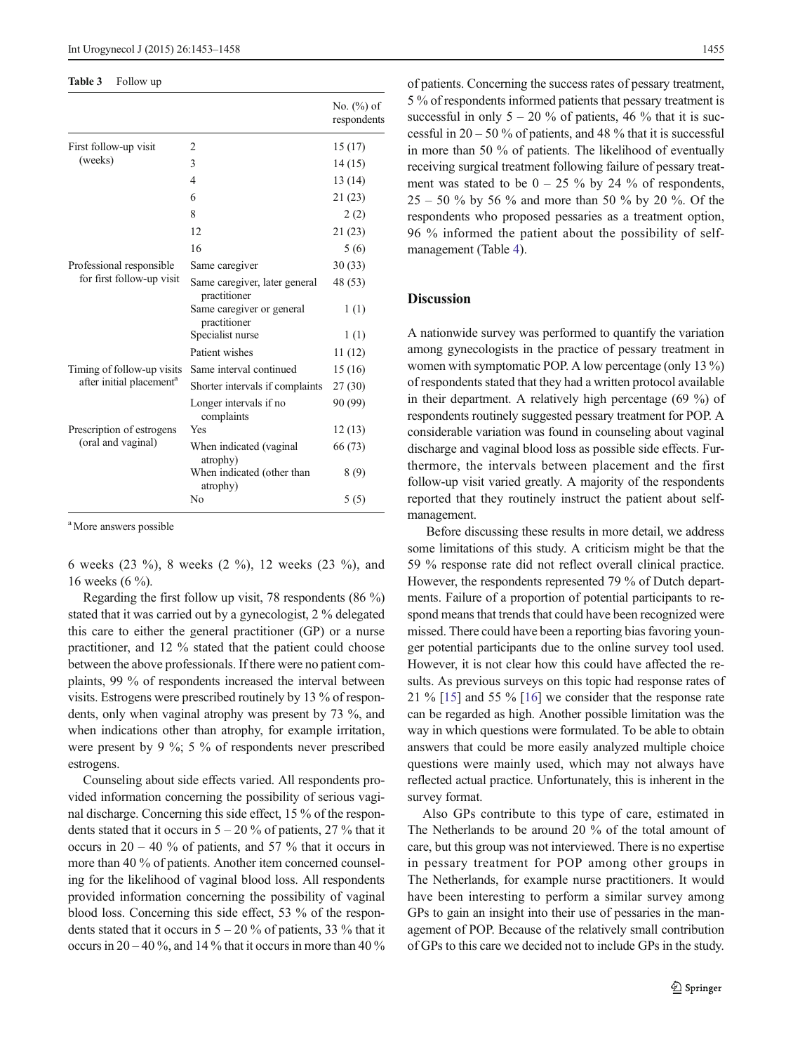**Table 3** Follow up

| | | No. (%) of respondents |
|---|---|---|
| First follow-up visit (weeks) | 2 | 15 (17) |
| | 3 | 14 (15) |
| | 4 | 13 (14) |
| | 6 | 21 (23) |
| | 8 | 2 (2) |
| | 12 | 21 (23) |
| | 16 | 5 (6) |
| Professional responsible for first follow-up visit | Same caregiver | 30 (33) |
| | Same caregiver, later general practitioner | 48 (53) |
| | Same caregiver or general practitioner | 1 (1) |
| | Specialist nurse | 1 (1) |
| | Patient wishes | 11 (12) |
| Timing of follow-up visits after initial placement[a] | Same interval continued | 15 (16) |
| | Shorter intervals if complaints | 27 (30) |
| | Longer intervals if no complaints | 90 (99) |
| Prescription of estrogens (oral and vaginal) | Yes | 12 (13) |
| | When indicated (vaginal atrophy) | 66 (73) |
| | When indicated (other than atrophy) | 8 (9) |
| | No | 5 (5) |

[a] More answers possible

6 weeks (23 %), 8 weeks (2 %), 12 weeks (23 %), and 16 weeks (6 %).

Regarding the first follow up visit, 78 respondents (86 %) stated that it was carried out by a gynecologist, 2 % delegated this care to either the general practitioner (GP) or a nurse practitioner, and 12 % stated that the patient could choose between the above professionals. If there were no patient complaints, 99 % of respondents increased the interval between visits. Estrogens were prescribed routinely by 13 % of respondents, only when vaginal atrophy was present by 73 %, and when indications other than atrophy, for example irritation, were present by 9 %; 5 % of respondents never prescribed estrogens.

Counseling about side effects varied. All respondents provided information concerning the possibility of serious vaginal discharge. Concerning this side effect, 15 % of the respondents stated that it occurs in 5 – 20 % of patients, 27 % that it occurs in 20 – 40 % of patients, and 57 % that it occurs in more than 40 % of patients. Another item concerned counseling for the likelihood of vaginal blood loss. All respondents provided information concerning the possibility of vaginal blood loss. Concerning this side effect, 53 % of the respondents stated that it occurs in 5 – 20 % of patients, 33 % that it occurs in 20 – 40 %, and 14 % that it occurs in more than 40 % of patients. Concerning the success rates of pessary treatment, 5 % of respondents informed patients that pessary treatment is successful in only 5 – 20 % of patients, 46 % that it is successful in 20 – 50 % of patients, and 48 % that it is successful in more than 50 % of patients. The likelihood of eventually receiving surgical treatment following failure of pessary treatment was stated to be 0 – 25 % by 24 % of respondents, 25 – 50 % by 56 % and more than 50 % by 20 %. Of the respondents who proposed pessaries as a treatment option, 96 % informed the patient about the possibility of self-management (Table 4).

## Discussion

A nationwide survey was performed to quantify the variation among gynecologists in the practice of pessary treatment in women with symptomatic POP. A low percentage (only 13 %) of respondents stated that they had a written protocol available in their department. A relatively high percentage (69 %) of respondents routinely suggested pessary treatment for POP. A considerable variation was found in counseling about vaginal discharge and vaginal blood loss as possible side effects. Furthermore, the intervals between placement and the first follow-up visit varied greatly. A majority of the respondents reported that they routinely instruct the patient about self-management.

Before discussing these results in more detail, we address some limitations of this study. A criticism might be that the 59 % response rate did not reflect overall clinical practice. However, the respondents represented 79 % of Dutch departments. Failure of a proportion of potential participants to respond means that trends that could have been recognized were missed. There could have been a reporting bias favoring younger potential participants due to the online survey tool used. However, it is not clear how this could have affected the results. As previous surveys on this topic had response rates of 21 % [15] and 55 % [16] we consider that the response rate can be regarded as high. Another possible limitation was the way in which questions were formulated. To be able to obtain answers that could be more easily analyzed multiple choice questions were mainly used, which may not always have reflected actual practice. Unfortunately, this is inherent in the survey format.

Also GPs contribute to this type of care, estimated in The Netherlands to be around 20 % of the total amount of care, but this group was not interviewed. There is no expertise in pessary treatment for POP among other groups in The Netherlands, for example nurse practitioners. It would have been interesting to perform a similar survey among GPs to gain an insight into their use of pessaries in the management of POP. Because of the relatively small contribution of GPs to this care we decided not to include GPs in the study.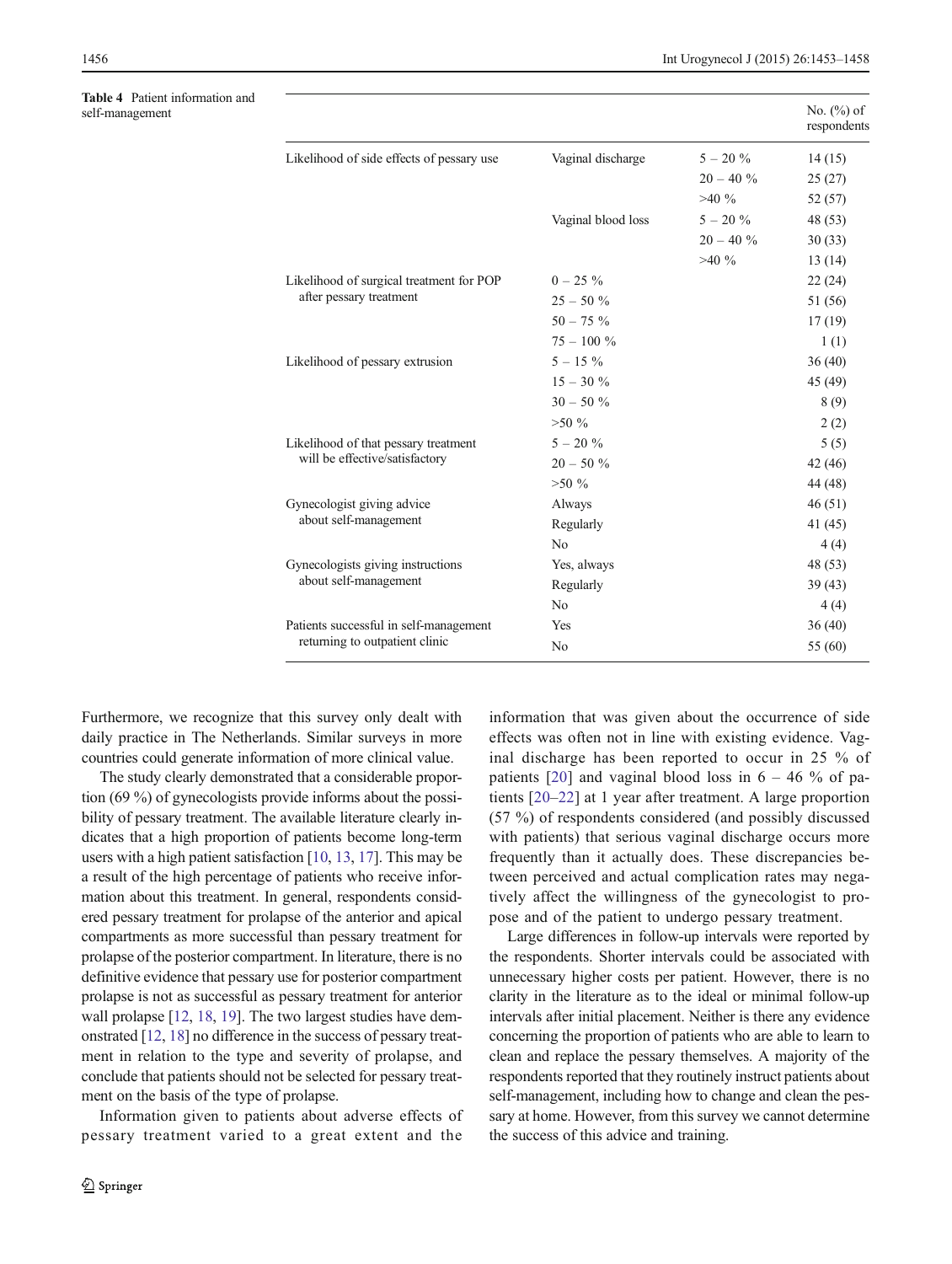**Table 4** Patient information and self-management

| | | | No. (%) of respondents |
|---|---|---|---|
| Likelihood of side effects of pessary use | Vaginal discharge | 5 – 20 % | 14 (15) |
| | | 20 – 40 % | 25 (27) |
| | | >40 % | 52 (57) |
| | Vaginal blood loss | 5 – 20 % | 48 (53) |
| | | 20 – 40 % | 30 (33) |
| | | >40 % | 13 (14) |
| Likelihood of surgical treatment for POP after pessary treatment | 0 – 25 % | | 22 (24) |
| | 25 – 50 % | | 51 (56) |
| | 50 – 75 % | | 17 (19) |
| | 75 – 100 % | | 1 (1) |
| Likelihood of pessary extrusion | 5 – 15 % | | 36 (40) |
| | 15 – 30 % | | 45 (49) |
| | 30 – 50 % | | 8 (9) |
| | >50 % | | 2 (2) |
| Likelihood of that pessary treatment will be effective/satisfactory | 5 – 20 % | | 5 (5) |
| | 20 – 50 % | | 42 (46) |
| | >50 % | | 44 (48) |
| Gynecologist giving advice about self-management | Always | | 46 (51) |
| | Regularly | | 41 (45) |
| | No | | 4 (4) |
| Gynecologists giving instructions about self-management | Yes, always | | 48 (53) |
| | Regularly | | 39 (43) |
| | No | | 4 (4) |
| Patients successful in self-management returning to outpatient clinic | Yes | | 36 (40) |
| | No | | 55 (60) |

Furthermore, we recognize that this survey only dealt with daily practice in The Netherlands. Similar surveys in more countries could generate information of more clinical value.

The study clearly demonstrated that a considerable proportion (69 %) of gynecologists provide informs about the possibility of pessary treatment. The available literature clearly indicates that a high proportion of patients become long-term users with a high patient satisfaction [10, 13, 17]. This may be a result of the high percentage of patients who receive information about this treatment. In general, respondents considered pessary treatment for prolapse of the anterior and apical compartments as more successful than pessary treatment for prolapse of the posterior compartment. In literature, there is no definitive evidence that pessary use for posterior compartment prolapse is not as successful as pessary treatment for anterior wall prolapse [12, 18, 19]. The two largest studies have demonstrated [12, 18] no difference in the success of pessary treatment in relation to the type and severity of prolapse, and conclude that patients should not be selected for pessary treatment on the basis of the type of prolapse.

Information given to patients about adverse effects of pessary treatment varied to a great extent and the information that was given about the occurrence of side effects was often not in line with existing evidence. Vaginal discharge has been reported to occur in 25 % of patients [20] and vaginal blood loss in 6 – 46 % of patients [20–22] at 1 year after treatment. A large proportion (57 %) of respondents considered (and possibly discussed with patients) that serious vaginal discharge occurs more frequently than it actually does. These discrepancies between perceived and actual complication rates may negatively affect the willingness of the gynecologist to propose and of the patient to undergo pessary treatment.

Large differences in follow-up intervals were reported by the respondents. Shorter intervals could be associated with unnecessary higher costs per patient. However, there is no clarity in the literature as to the ideal or minimal follow-up intervals after initial placement. Neither is there any evidence concerning the proportion of patients who are able to learn to clean and replace the pessary themselves. A majority of the respondents reported that they routinely instruct patients about self-management, including how to change and clean the pessary at home. However, from this survey we cannot determine the success of this advice and training.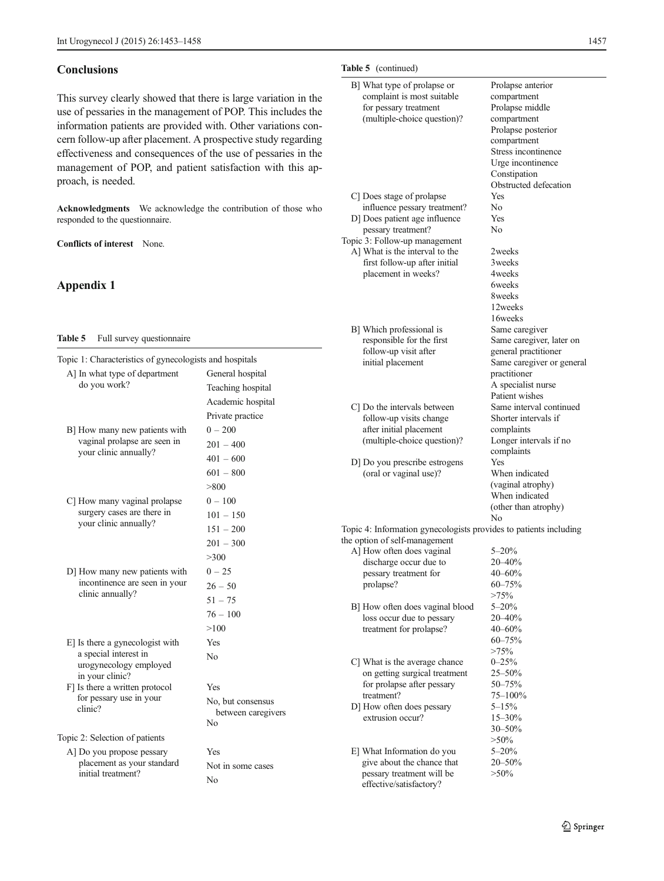## Conclusions

This survey clearly showed that there is large variation in the use of pessaries in the management of POP. This includes the information patients are provided with. Other variations concern follow-up after placement. A prospective study regarding effectiveness and consequences of the use of pessaries in the management of POP, and patient satisfaction with this approach, is needed.

**Acknowledgments** We acknowledge the contribution of those who responded to the questionnaire.

**Conflicts of interest** None.

## Appendix 1

**Table 5** Full survey questionnaire

| | |
|---|---|
| Topic 1: Characteristics of gynecologists and hospitals | |
| A] In what type of department do you work? | General hospital<br>Teaching hospital<br>Academic hospital<br>Private practice |
| B] How many new patients with vaginal prolapse are seen in your clinic annually? | 0 – 200<br>201 – 400<br>401 – 600<br>601 – 800<br>>800 |
| C] How many vaginal prolapse surgery cases are there in your clinic annually? | 0 – 100<br>101 – 150<br>151 – 200<br>201 – 300<br>>300 |
| D] How many new patients with incontinence are seen in your clinic annually? | 0 – 25<br>26 – 50<br>51 – 75<br>76 – 100<br>>100 |
| E] Is there a gynecologist with a special interest in urogynecology employed in your clinic? | Yes<br>No |
| F] Is there a written protocol for pessary use in your clinic? | Yes<br>No, but consensus between caregivers<br>No |
| Topic 2: Selection of patients | |
| A] Do you propose pessary placement as your standard initial treatment? | Yes<br>Not in some cases<br>No |
| B] What type of prolapse or complaint is most suitable for pessary treatment (multiple-choice question)? | Prolapse anterior compartment<br>Prolapse middle compartment<br>Prolapse posterior compartment<br>Stress incontinence<br>Urge incontinence<br>Constipation<br>Obstructed defecation |
| C] Does stage of prolapse influence pessary treatment? | Yes<br>No |
| D] Does patient age influence pessary treatment? | Yes<br>No |
| Topic 3: Follow-up management | |
| A] What is the interval to the first follow-up after initial placement in weeks? | 2weeks<br>3weeks<br>4weeks<br>6weeks<br>8weeks<br>12weeks<br>16weeks |
| B] Which professional is responsible for the first follow-up visit after initial placement | Same caregiver<br>Same caregiver, later on general practitioner<br>Same caregiver or general practitioner<br>A specialist nurse<br>Patient wishes |
| C] Do the intervals between follow-up visits change after initial placement (multiple-choice question)? | Same interval continued<br>Shorter intervals if complaints<br>Longer intervals if no complaints |
| D] Do you prescribe estrogens (oral or vaginal use)? | Yes<br>When indicated (vaginal atrophy)<br>When indicated (other than atrophy)<br>No |
| Topic 4: Information gynecologists provides to patients including the option of self-management | |
| A] How often does vaginal discharge occur due to pessary treatment for prolapse? | 5–20%<br>20–40%<br>40–60%<br>60–75%<br>>75% |
| B] How often does vaginal blood loss occur due to pessary treatment for prolapse? | 5–20%<br>20–40%<br>40–60%<br>60–75%<br>>75% |
| C] What is the average chance on getting surgical treatment for prolapse after pessary treatment? | 0–25%<br>25–50%<br>50–75%<br>75–100% |
| D] How often does pessary extrusion occur? | 5–15%<br>15–30%<br>30–50%<br>>50% |
| E] What Information do you give about the chance that pessary treatment will be effective/satisfactory? | 5–20%<br>20–50%<br>>50% |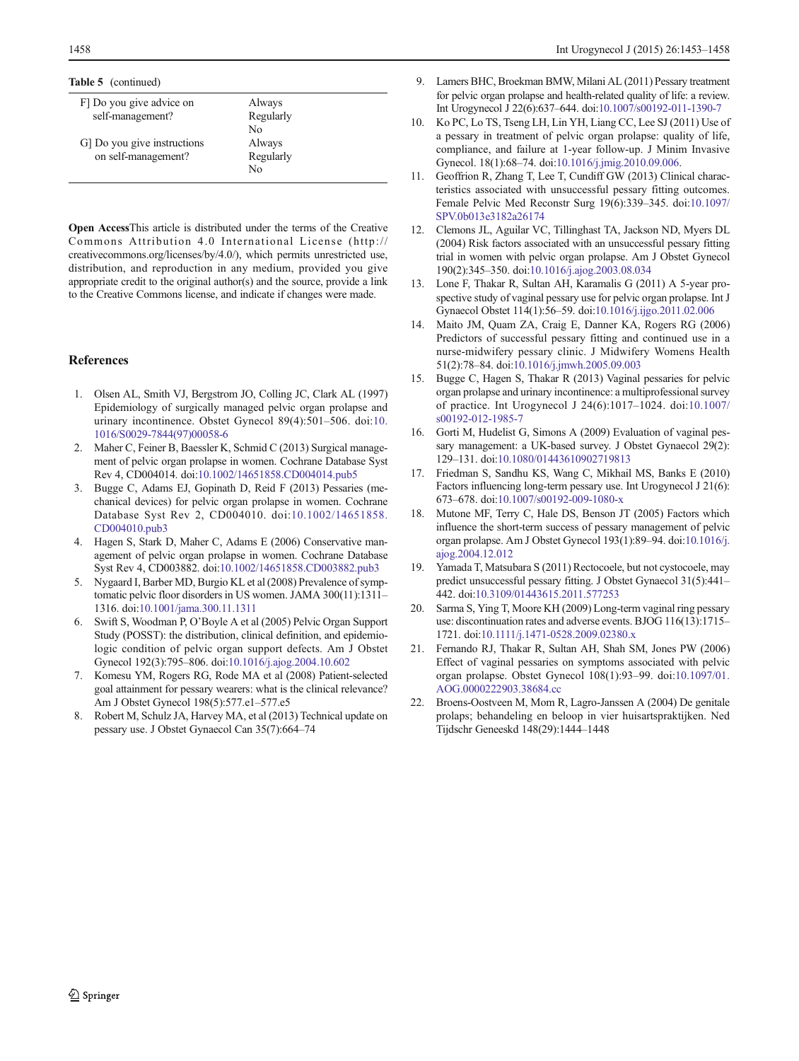**Table 5** (continued)

| | |
|---|---|
| F] Do you give advice on self-management? | Always<br>Regularly<br>No |
| G] Do you give instructions on self-management? | Always<br>Regularly<br>No |

**Open Access** This article is distributed under the terms of the Creative Commons Attribution 4.0 International License (http://creativecommons.org/licenses/by/4.0/), which permits unrestricted use, distribution, and reproduction in any medium, provided you give appropriate credit to the original author(s) and the source, provide a link to the Creative Commons license, and indicate if changes were made.

## References

1. Olsen AL, Smith VJ, Bergstrom JO, Colling JC, Clark AL (1997) Epidemiology of surgically managed pelvic organ prolapse and urinary incontinence. Obstet Gynecol 89(4):501–506. doi:10.1016/S0029-7844(97)00058-6
2. Maher C, Feiner B, Baessler K, Schmid C (2013) Surgical management of pelvic organ prolapse in women. Cochrane Database Syst Rev 4, CD004014. doi:10.1002/14651858.CD004014.pub5
3. Bugge C, Adams EJ, Gopinath D, Reid F (2013) Pessaries (mechanical devices) for pelvic organ prolapse in women. Cochrane Database Syst Rev 2, CD004010. doi:10.1002/14651858.CD004010.pub3
4. Hagen S, Stark D, Maher C, Adams E (2006) Conservative management of pelvic organ prolapse in women. Cochrane Database Syst Rev 4, CD003882. doi:10.1002/14651858.CD003882.pub3
5. Nygaard I, Barber MD, Burgio KL et al (2008) Prevalence of symptomatic pelvic floor disorders in US women. JAMA 300(11):1311–1316. doi:10.1001/jama.300.11.1311
6. Swift S, Woodman P, O'Boyle A et al (2005) Pelvic Organ Support Study (POSST): the distribution, clinical definition, and epidemiologic condition of pelvic organ support defects. Am J Obstet Gynecol 192(3):795–806. doi:10.1016/j.ajog.2004.10.602
7. Komesu YM, Rogers RG, Rode MA et al (2008) Patient-selected goal attainment for pessary wearers: what is the clinical relevance? Am J Obstet Gynecol 198(5):577.e1–577.e5
8. Robert M, Schulz JA, Harvey MA, et al (2013) Technical update on pessary use. J Obstet Gynaecol Can 35(7):664–74
9. Lamers BHC, Broekman BMW, Milani AL (2011) Pessary treatment for pelvic organ prolapse and health-related quality of life: a review. Int Urogynecol J 22(6):637–644. doi:10.1007/s00192-011-1390-7
10. Ko PC, Lo TS, Tseng LH, Lin YH, Liang CC, Lee SJ (2011) Use of a pessary in treatment of pelvic organ prolapse: quality of life, compliance, and failure at 1-year follow-up. J Minim Invasive Gynecol. 18(1):68–74. doi:10.1016/j.jmig.2010.09.006.
11. Geoffrion R, Zhang T, Lee T, Cundiff GW (2013) Clinical characteristics associated with unsuccessful pessary fitting outcomes. Female Pelvic Med Reconstr Surg 19(6):339–345. doi:10.1097/SPV.0b013e3182a26174
12. Clemons JL, Aguilar VC, Tillinghast TA, Jackson ND, Myers DL (2004) Risk factors associated with an unsuccessful pessary fitting trial in women with pelvic organ prolapse. Am J Obstet Gynecol 190(2):345–350. doi:10.1016/j.ajog.2003.08.034
13. Lone F, Thakar R, Sultan AH, Karamalis G (2011) A 5-year prospective study of vaginal pessary use for pelvic organ prolapse. Int J Gynaecol Obstet 114(1):56–59. doi:10.1016/j.ijgo.2011.02.006
14. Maito JM, Quam ZA, Craig E, Danner KA, Rogers RG (2006) Predictors of successful pessary fitting and continued use in a nurse-midwifery pessary clinic. J Midwifery Womens Health 51(2):78–84. doi:10.1016/j.jmwh.2005.09.003
15. Bugge C, Hagen S, Thakar R (2013) Vaginal pessaries for pelvic organ prolapse and urinary incontinence: a multiprofessional survey of practice. Int Urogynecol J 24(6):1017–1024. doi:10.1007/s00192-012-1985-7
16. Gorti M, Hudelist G, Simons A (2009) Evaluation of vaginal pessary management: a UK-based survey. J Obstet Gynaecol 29(2):129–131. doi:10.1080/01443610902719813
17. Friedman S, Sandhu KS, Wang C, Mikhail MS, Banks E (2010) Factors influencing long-term pessary use. Int Urogynecol J 21(6):673–678. doi:10.1007/s00192-009-1080-x
18. Mutone MF, Terry C, Hale DS, Benson JT (2005) Factors which influence the short-term success of pessary management of pelvic organ prolapse. Am J Obstet Gynecol 193(1):89–94. doi:10.1016/j.ajog.2004.12.012
19. Yamada T, Matsubara S (2011) Rectocoele, but not cystocoele, may predict unsuccessful pessary fitting. J Obstet Gynaecol 31(5):441–442. doi:10.3109/01443615.2011.577253
20. Sarma S, Ying T, Moore KH (2009) Long-term vaginal ring pessary use: discontinuation rates and adverse events. BJOG 116(13):1715–1721. doi:10.1111/j.1471-0528.2009.02380.x
21. Fernando RJ, Thakar R, Sultan AH, Shah SM, Jones PW (2006) Effect of vaginal pessaries on symptoms associated with pelvic organ prolapse. Obstet Gynecol 108(1):93–99. doi:10.1097/01.AOG.0000222903.38684.cc
22. Broens-Oostveen M, Mom R, Lagro-Janssen A (2004) De genitale prolaps; behandeling en beloop in vier huisartspraktijken. Ned Tijdschr Geneeskd 148(29):1444–1448